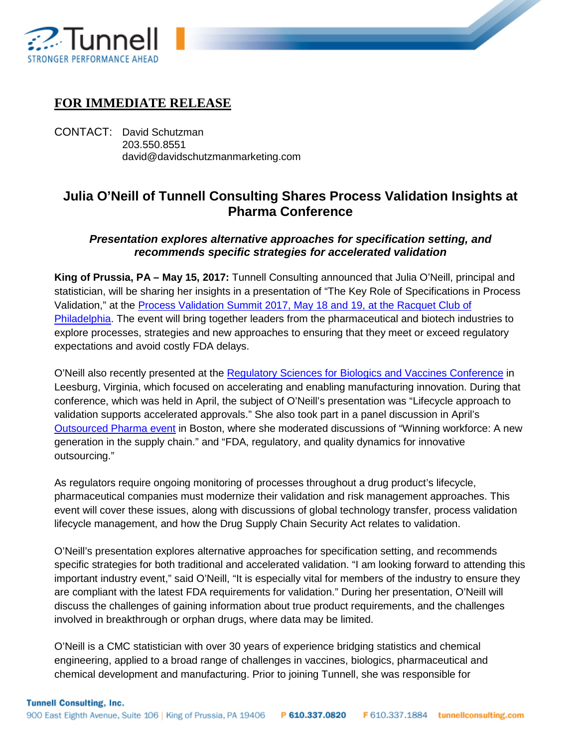**FOR IMMEDIATE RELEASE**

CONTACT: David Schutzman
203.550.8551
david@davidschutzmanmarketing.com

# Julia O'Neill of Tunnell Consulting Shares Process Validation Insights at Pharma Conference

### *Presentation explores alternative approaches for specification setting, and recommends specific strategies for accelerated validation*

**King of Prussia, PA – May 15, 2017:** Tunnell Consulting announced that Julia O'Neill, principal and statistician, will be sharing her insights in a presentation of "The Key Role of Specifications in Process Validation," at the Process Validation Summit 2017, May 18 and 19, at the Racquet Club of Philadelphia. The event will bring together leaders from the pharmaceutical and biotech industries to explore processes, strategies and new approaches to ensuring that they meet or exceed regulatory expectations and avoid costly FDA delays.

O'Neill also recently presented at the Regulatory Sciences for Biologics and Vaccines Conference in Leesburg, Virginia, which focused on accelerating and enabling manufacturing innovation. During that conference, which was held in April, the subject of O'Neill's presentation was "Lifecycle approach to validation supports accelerated approvals." She also took part in a panel discussion in April's Outsourced Pharma event in Boston, where she moderated discussions of "Winning workforce: A new generation in the supply chain." and "FDA, regulatory, and quality dynamics for innovative outsourcing."

As regulators require ongoing monitoring of processes throughout a drug product's lifecycle, pharmaceutical companies must modernize their validation and risk management approaches. This event will cover these issues, along with discussions of global technology transfer, process validation lifecycle management, and how the Drug Supply Chain Security Act relates to validation.

O'Neill's presentation explores alternative approaches for specification setting, and recommends specific strategies for both traditional and accelerated validation. "I am looking forward to attending this important industry event," said O'Neill, "It is especially vital for members of the industry to ensure they are compliant with the latest FDA requirements for validation." During her presentation, O'Neill will discuss the challenges of gaining information about true product requirements, and the challenges involved in breakthrough or orphan drugs, where data may be limited.

O'Neill is a CMC statistician with over 30 years of experience bridging statistics and chemical engineering, applied to a broad range of challenges in vaccines, biologics, pharmaceutical and chemical development and manufacturing. Prior to joining Tunnell, she was responsible for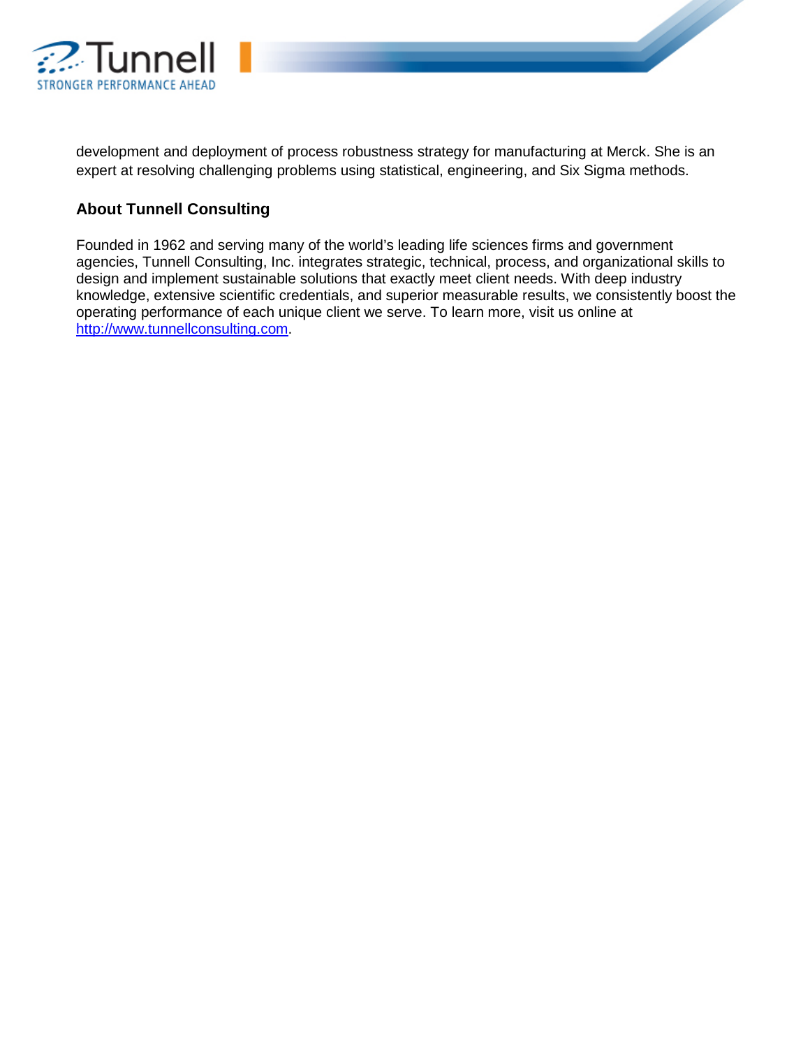development and deployment of process robustness strategy for manufacturing at Merck. She is an expert at resolving challenging problems using statistical, engineering, and Six Sigma methods.

## About Tunnell Consulting

Founded in 1962 and serving many of the world's leading life sciences firms and government agencies, Tunnell Consulting, Inc. integrates strategic, technical, process, and organizational skills to design and implement sustainable solutions that exactly meet client needs. With deep industry knowledge, extensive scientific credentials, and superior measurable results, we consistently boost the operating performance of each unique client we serve. To learn more, visit us online at [http://www.tunnellconsulting.com](http://www.tunnellconsulting.com).